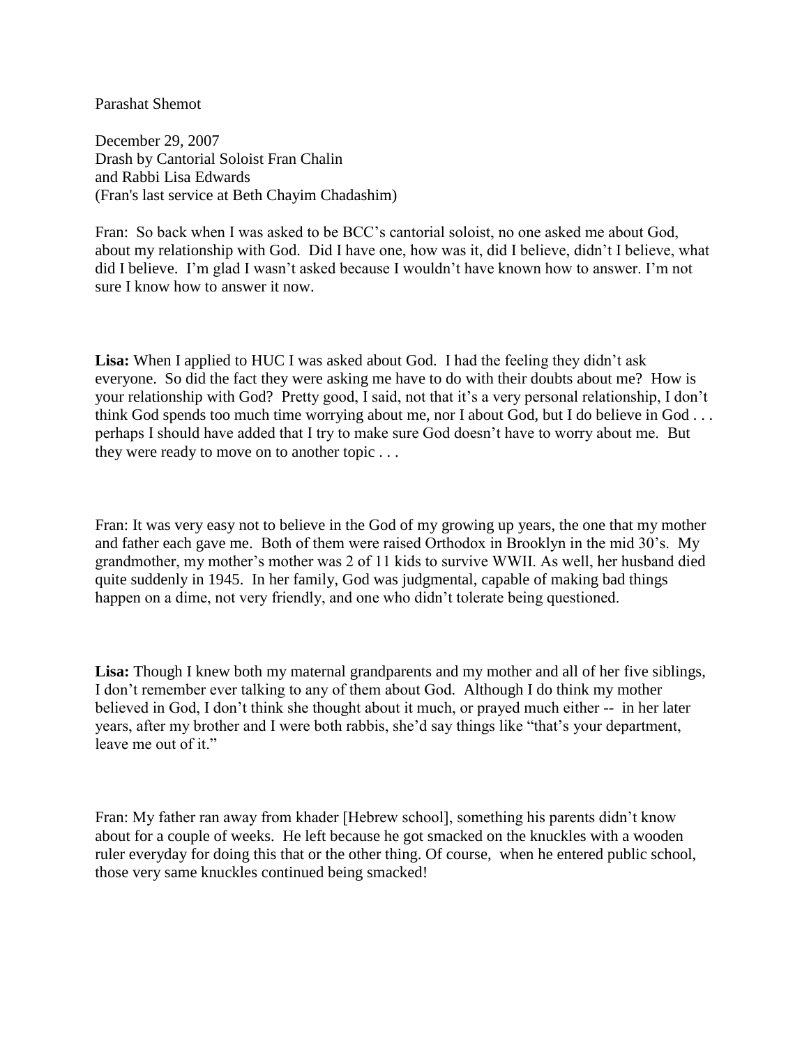Parashat Shemot

December 29, 2007
Drash by Cantorial Soloist Fran Chalin
and Rabbi Lisa Edwards
(Fran's last service at Beth Chayim Chadashim)

Fran: So back when I was asked to be BCC's cantorial soloist, no one asked me about God, about my relationship with God. Did I have one, how was it, did I believe, didn't I believe, what did I believe. I'm glad I wasn't asked because I wouldn't have known how to answer. I'm not sure I know how to answer it now.

**Lisa:** When I applied to HUC I was asked about God. I had the feeling they didn't ask everyone. So did the fact they were asking me have to do with their doubts about me? How is your relationship with God? Pretty good, I said, not that it's a very personal relationship, I don't think God spends too much time worrying about me, nor I about God, but I do believe in God . . . perhaps I should have added that I try to make sure God doesn't have to worry about me. But they were ready to move on to another topic . . .

Fran: It was very easy not to believe in the God of my growing up years, the one that my mother and father each gave me. Both of them were raised Orthodox in Brooklyn in the mid 30's. My grandmother, my mother's mother was 2 of 11 kids to survive WWII. As well, her husband died quite suddenly in 1945. In her family, God was judgmental, capable of making bad things happen on a dime, not very friendly, and one who didn't tolerate being questioned.

**Lisa:** Though I knew both my maternal grandparents and my mother and all of her five siblings, I don't remember ever talking to any of them about God. Although I do think my mother believed in God, I don't think she thought about it much, or prayed much either -- in her later years, after my brother and I were both rabbis, she'd say things like "that's your department, leave me out of it."

Fran: My father ran away from khader [Hebrew school], something his parents didn't know about for a couple of weeks. He left because he got smacked on the knuckles with a wooden ruler everyday for doing this that or the other thing. Of course, when he entered public school, those very same knuckles continued being smacked!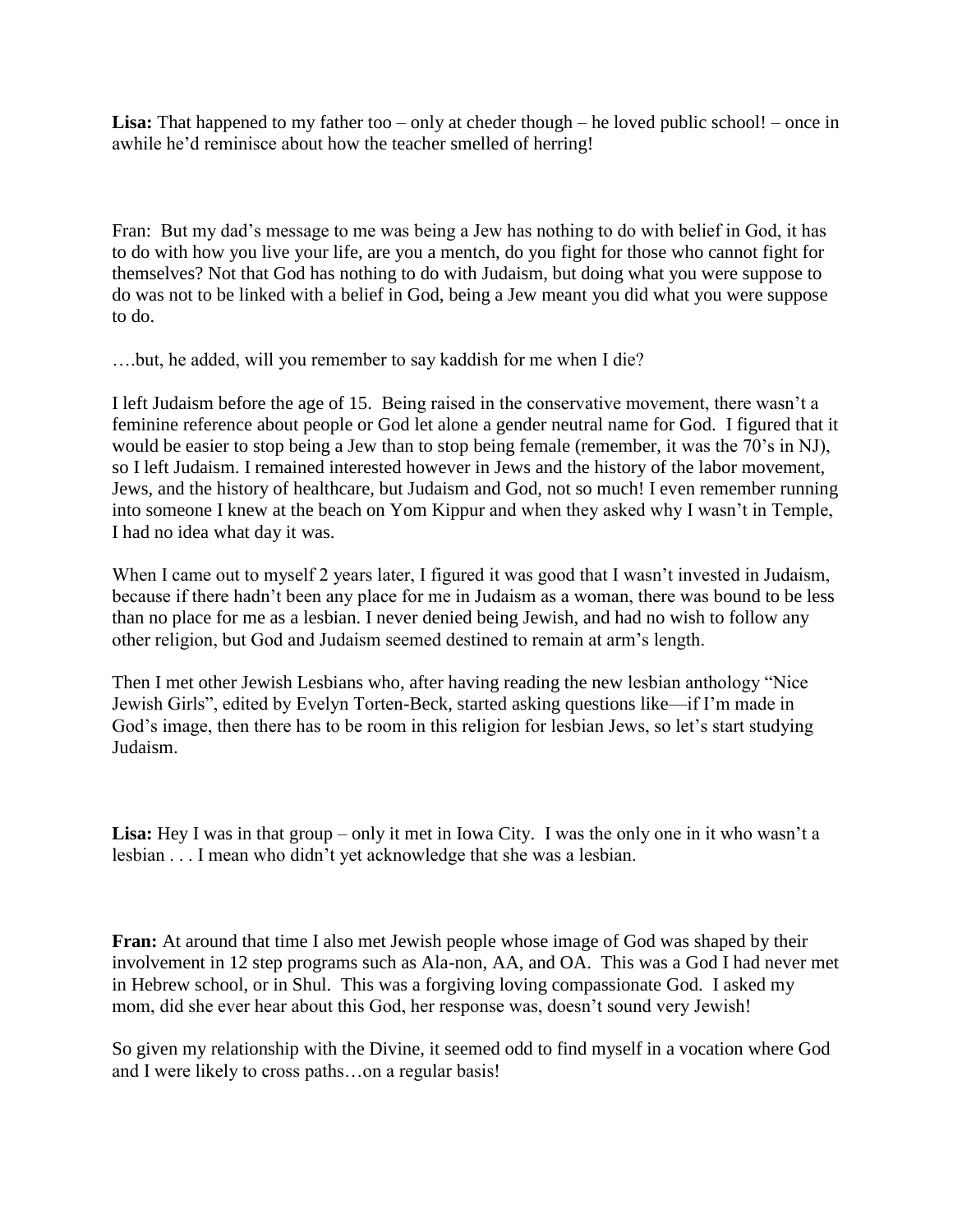**Lisa:** That happened to my father too – only at cheder though – he loved public school! – once in awhile he'd reminisce about how the teacher smelled of herring!

Fran: But my dad's message to me was being a Jew has nothing to do with belief in God, it has to do with how you live your life, are you a mentch, do you fight for those who cannot fight for themselves? Not that God has nothing to do with Judaism, but doing what you were suppose to do was not to be linked with a belief in God, being a Jew meant you did what you were suppose to do.

….but, he added, will you remember to say kaddish for me when I die?

I left Judaism before the age of 15. Being raised in the conservative movement, there wasn't a feminine reference about people or God let alone a gender neutral name for God. I figured that it would be easier to stop being a Jew than to stop being female (remember, it was the 70's in NJ), so I left Judaism. I remained interested however in Jews and the history of the labor movement, Jews, and the history of healthcare, but Judaism and God, not so much! I even remember running into someone I knew at the beach on Yom Kippur and when they asked why I wasn't in Temple, I had no idea what day it was.

When I came out to myself 2 years later, I figured it was good that I wasn't invested in Judaism, because if there hadn't been any place for me in Judaism as a woman, there was bound to be less than no place for me as a lesbian. I never denied being Jewish, and had no wish to follow any other religion, but God and Judaism seemed destined to remain at arm's length.

Then I met other Jewish Lesbians who, after having reading the new lesbian anthology "Nice Jewish Girls", edited by Evelyn Torten-Beck, started asking questions like—if I'm made in God's image, then there has to be room in this religion for lesbian Jews, so let's start studying Judaism.

**Lisa:** Hey I was in that group – only it met in Iowa City. I was the only one in it who wasn't a lesbian . . . I mean who didn't yet acknowledge that she was a lesbian.

**Fran:** At around that time I also met Jewish people whose image of God was shaped by their involvement in 12 step programs such as Ala-non, AA, and OA. This was a God I had never met in Hebrew school, or in Shul. This was a forgiving loving compassionate God. I asked my mom, did she ever hear about this God, her response was, doesn't sound very Jewish!

So given my relationship with the Divine, it seemed odd to find myself in a vocation where God and I were likely to cross paths…on a regular basis!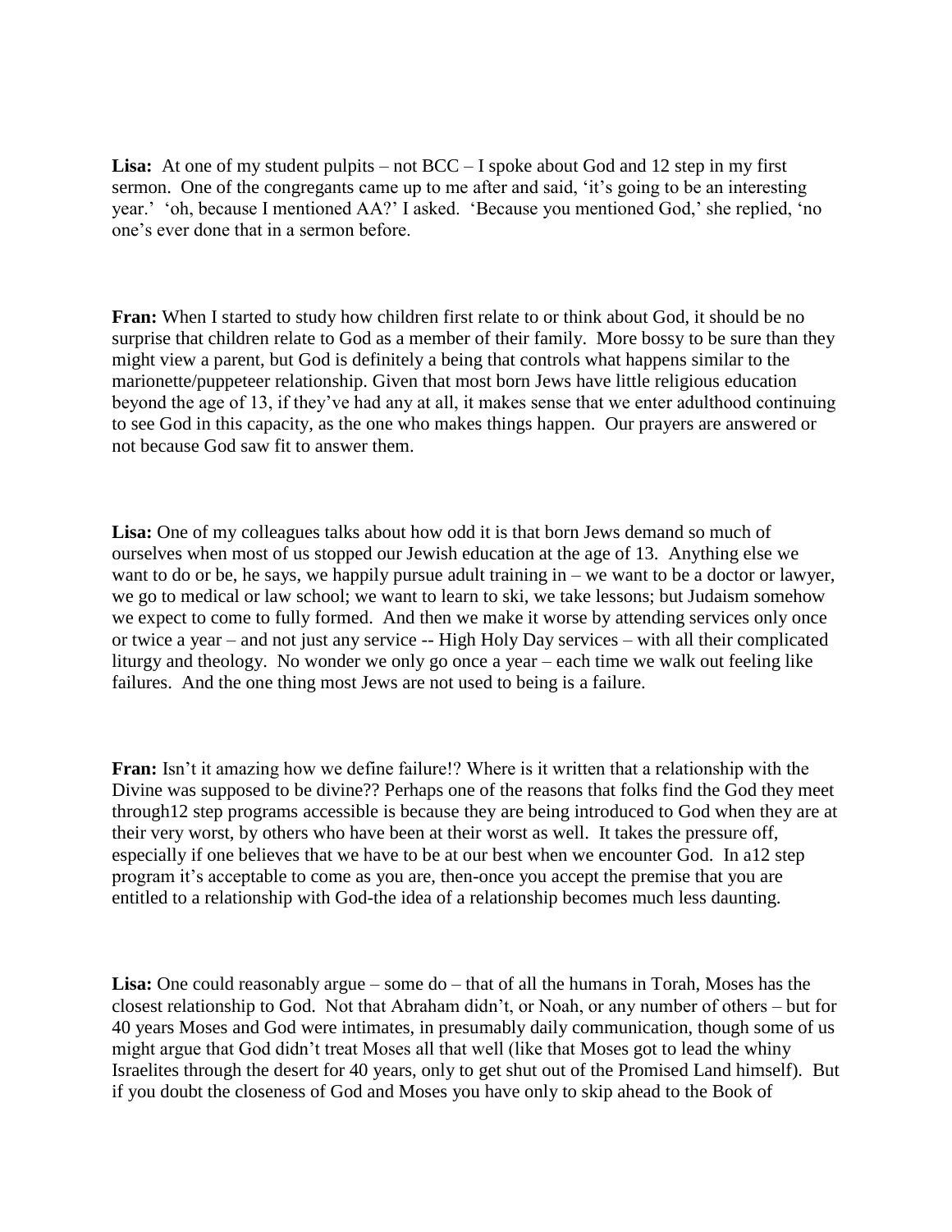**Lisa:** At one of my student pulpits – not BCC – I spoke about God and 12 step in my first sermon. One of the congregants came up to me after and said, 'it's going to be an interesting year.' 'oh, because I mentioned AA?' I asked. 'Because you mentioned God,' she replied, 'no one's ever done that in a sermon before.

**Fran:** When I started to study how children first relate to or think about God, it should be no surprise that children relate to God as a member of their family. More bossy to be sure than they might view a parent, but God is definitely a being that controls what happens similar to the marionette/puppeteer relationship. Given that most born Jews have little religious education beyond the age of 13, if they've had any at all, it makes sense that we enter adulthood continuing to see God in this capacity, as the one who makes things happen. Our prayers are answered or not because God saw fit to answer them.

**Lisa:** One of my colleagues talks about how odd it is that born Jews demand so much of ourselves when most of us stopped our Jewish education at the age of 13. Anything else we want to do or be, he says, we happily pursue adult training in – we want to be a doctor or lawyer, we go to medical or law school; we want to learn to ski, we take lessons; but Judaism somehow we expect to come to fully formed. And then we make it worse by attending services only once or twice a year – and not just any service -- High Holy Day services – with all their complicated liturgy and theology. No wonder we only go once a year – each time we walk out feeling like failures. And the one thing most Jews are not used to being is a failure.

**Fran:** Isn't it amazing how we define failure!? Where is it written that a relationship with the Divine was supposed to be divine?? Perhaps one of the reasons that folks find the God they meet through12 step programs accessible is because they are being introduced to God when they are at their very worst, by others who have been at their worst as well. It takes the pressure off, especially if one believes that we have to be at our best when we encounter God. In a12 step program it's acceptable to come as you are, then-once you accept the premise that you are entitled to a relationship with God-the idea of a relationship becomes much less daunting.

**Lisa:** One could reasonably argue – some do – that of all the humans in Torah, Moses has the closest relationship to God. Not that Abraham didn't, or Noah, or any number of others – but for 40 years Moses and God were intimates, in presumably daily communication, though some of us might argue that God didn't treat Moses all that well (like that Moses got to lead the whiny Israelites through the desert for 40 years, only to get shut out of the Promised Land himself). But if you doubt the closeness of God and Moses you have only to skip ahead to the Book of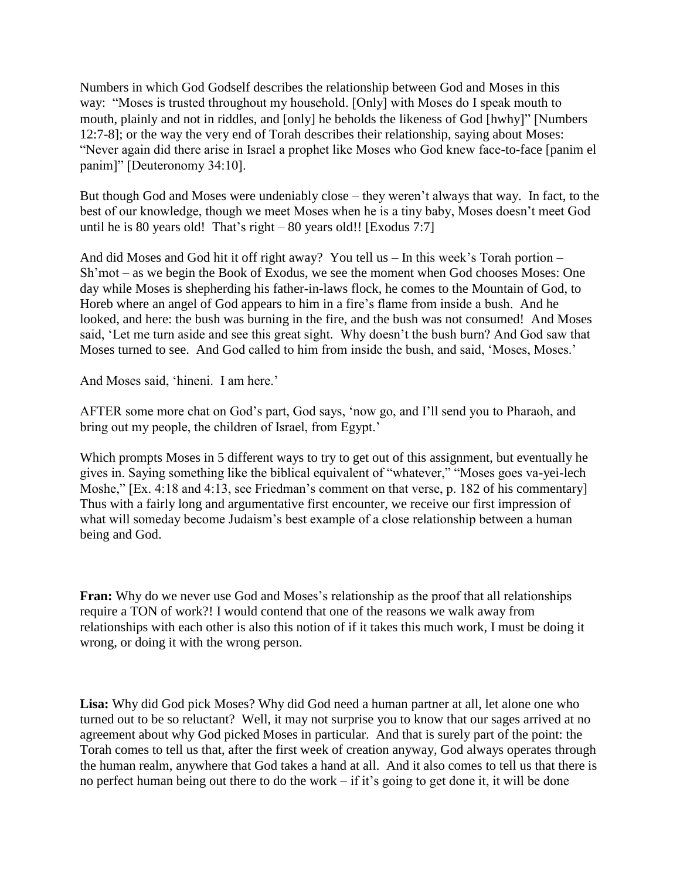Numbers in which God Godself describes the relationship between God and Moses in this way: "Moses is trusted throughout my household. [Only] with Moses do I speak mouth to mouth, plainly and not in riddles, and [only] he beholds the likeness of God [hwhy]" [Numbers 12:7-8]; or the way the very end of Torah describes their relationship, saying about Moses: "Never again did there arise in Israel a prophet like Moses who God knew face-to-face [panim el panim]" [Deuteronomy 34:10].

But though God and Moses were undeniably close – they weren't always that way. In fact, to the best of our knowledge, though we meet Moses when he is a tiny baby, Moses doesn't meet God until he is 80 years old! That's right – 80 years old!! [Exodus 7:7]

And did Moses and God hit it off right away? You tell us – In this week's Torah portion – Sh'mot – as we begin the Book of Exodus, we see the moment when God chooses Moses: One day while Moses is shepherding his father-in-laws flock, he comes to the Mountain of God, to Horeb where an angel of God appears to him in a fire's flame from inside a bush. And he looked, and here: the bush was burning in the fire, and the bush was not consumed! And Moses said, 'Let me turn aside and see this great sight. Why doesn't the bush burn? And God saw that Moses turned to see. And God called to him from inside the bush, and said, 'Moses, Moses.'

And Moses said, 'hineni. I am here.'

AFTER some more chat on God's part, God says, 'now go, and I'll send you to Pharaoh, and bring out my people, the children of Israel, from Egypt.'

Which prompts Moses in 5 different ways to try to get out of this assignment, but eventually he gives in. Saying something like the biblical equivalent of "whatever," "Moses goes va-yei-lech Moshe," [Ex. 4:18 and 4:13, see Friedman's comment on that verse, p. 182 of his commentary] Thus with a fairly long and argumentative first encounter, we receive our first impression of what will someday become Judaism's best example of a close relationship between a human being and God.

**Fran:** Why do we never use God and Moses's relationship as the proof that all relationships require a TON of work?! I would contend that one of the reasons we walk away from relationships with each other is also this notion of if it takes this much work, I must be doing it wrong, or doing it with the wrong person.

**Lisa:** Why did God pick Moses? Why did God need a human partner at all, let alone one who turned out to be so reluctant? Well, it may not surprise you to know that our sages arrived at no agreement about why God picked Moses in particular. And that is surely part of the point: the Torah comes to tell us that, after the first week of creation anyway, God always operates through the human realm, anywhere that God takes a hand at all. And it also comes to tell us that there is no perfect human being out there to do the work – if it's going to get done it, it will be done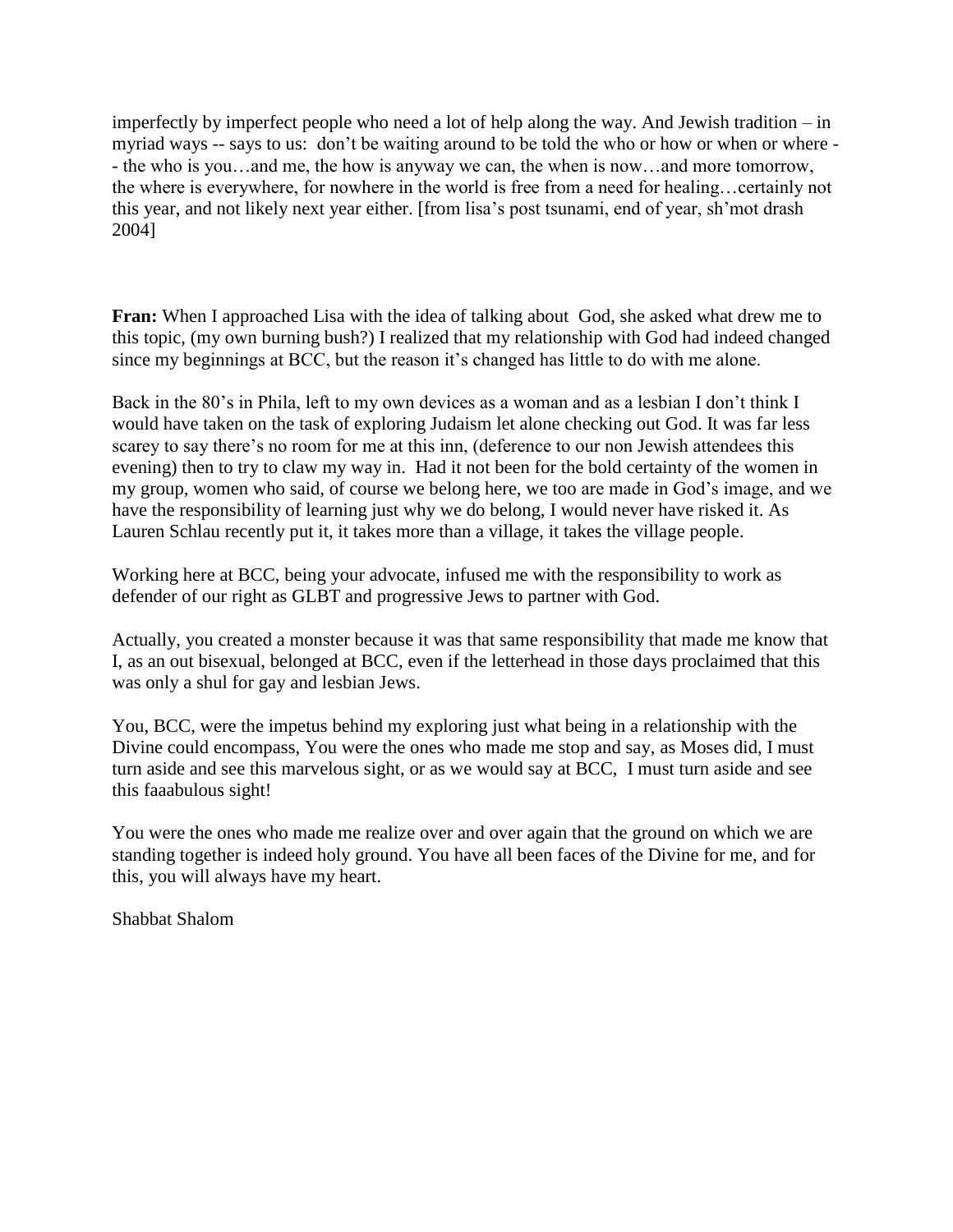imperfectly by imperfect people who need a lot of help along the way. And Jewish tradition – in myriad ways -- says to us: don't be waiting around to be told the who or how or when or where -- the who is you…and me, the how is anyway we can, the when is now…and more tomorrow, the where is everywhere, for nowhere in the world is free from a need for healing…certainly not this year, and not likely next year either. [from lisa's post tsunami, end of year, sh'mot drash 2004]

**Fran:** When I approached Lisa with the idea of talking about God, she asked what drew me to this topic, (my own burning bush?) I realized that my relationship with God had indeed changed since my beginnings at BCC, but the reason it's changed has little to do with me alone.

Back in the 80's in Phila, left to my own devices as a woman and as a lesbian I don't think I would have taken on the task of exploring Judaism let alone checking out God. It was far less scarey to say there's no room for me at this inn, (deference to our non Jewish attendees this evening) then to try to claw my way in. Had it not been for the bold certainty of the women in my group, women who said, of course we belong here, we too are made in God's image, and we have the responsibility of learning just why we do belong, I would never have risked it. As Lauren Schlau recently put it, it takes more than a village, it takes the village people.

Working here at BCC, being your advocate, infused me with the responsibility to work as defender of our right as GLBT and progressive Jews to partner with God.

Actually, you created a monster because it was that same responsibility that made me know that I, as an out bisexual, belonged at BCC, even if the letterhead in those days proclaimed that this was only a shul for gay and lesbian Jews.

You, BCC, were the impetus behind my exploring just what being in a relationship with the Divine could encompass, You were the ones who made me stop and say, as Moses did, I must turn aside and see this marvelous sight, or as we would say at BCC, I must turn aside and see this faaabulous sight!

You were the ones who made me realize over and over again that the ground on which we are standing together is indeed holy ground. You have all been faces of the Divine for me, and for this, you will always have my heart.

Shabbat Shalom